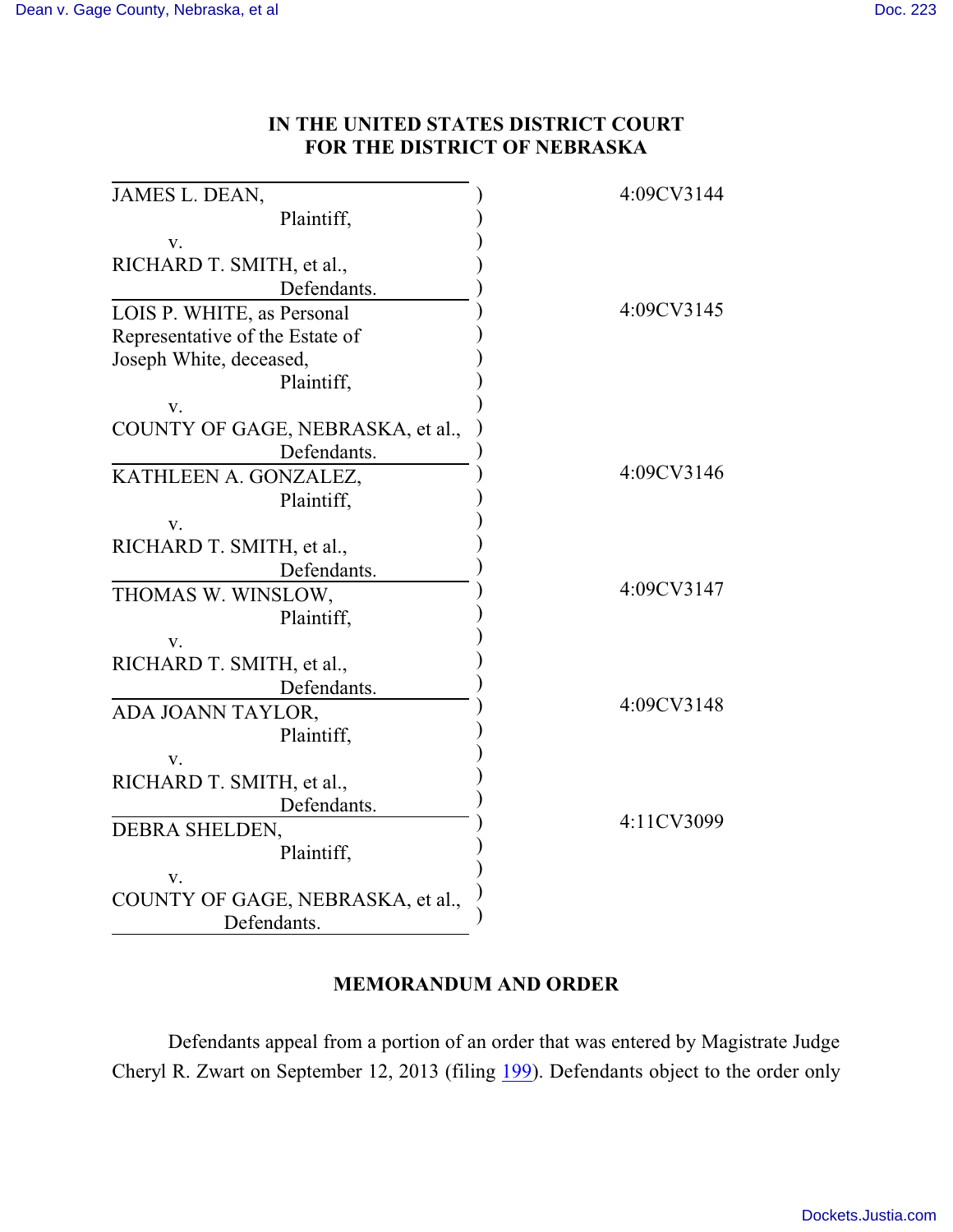# IN THE UNITED STATES DISTRICT COURT FOR THE DISTRICT OF NEBRASKA

| | |
|---|---|
| JAMES L. DEAN, Plaintiff, v. RICHARD T. SMITH, et al., Defendants. | 4:09CV3144 |
| LOIS P. WHITE, as Personal Representative of the Estate of Joseph White, deceased, Plaintiff, v. COUNTY OF GAGE, NEBRASKA, et al., Defendants. | 4:09CV3145 |
| KATHLEEN A. GONZALEZ, Plaintiff, v. RICHARD T. SMITH, et al., Defendants. | 4:09CV3146 |
| THOMAS W. WINSLOW, Plaintiff, v. RICHARD T. SMITH, et al., Defendants. | 4:09CV3147 |
| ADA JOANN TAYLOR, Plaintiff, v. RICHARD T. SMITH, et al., Defendants. | 4:09CV3148 |
| DEBRA SHELDEN, Plaintiff, v. COUNTY OF GAGE, NEBRASKA, et al., Defendants. | 4:11CV3099 |

## MEMORANDUM AND ORDER

Defendants appeal from a portion of an order that was entered by Magistrate Judge Cheryl R. Zwart on September 12, 2013 (filing 199). Defendants object to the order only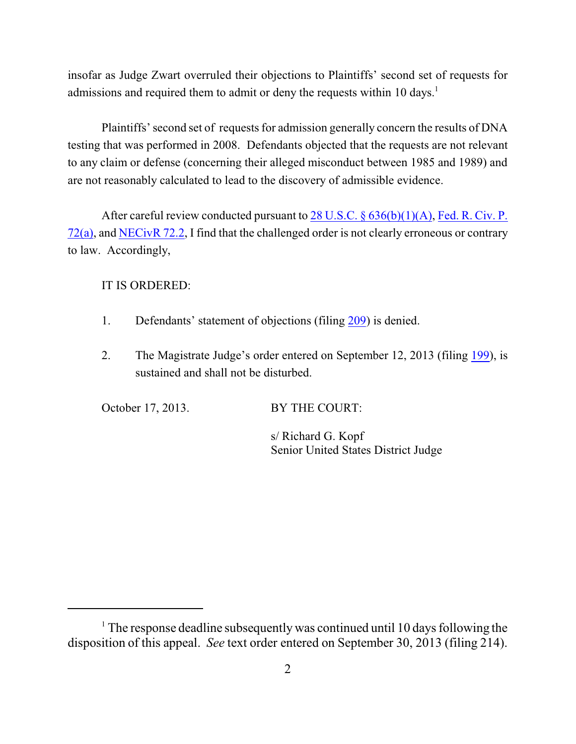insofar as Judge Zwart overruled their objections to Plaintiffs' second set of requests for admissions and required them to admit or deny the requests within 10 days.[1]

Plaintiffs' second set of requests for admission generally concern the results of DNA testing that was performed in 2008. Defendants objected that the requests are not relevant to any claim or defense (concerning their alleged misconduct between 1985 and 1989) and are not reasonably calculated to lead to the discovery of admissible evidence.

After careful review conducted pursuant to 28 U.S.C. § 636(b)(1)(A), Fed. R. Civ. P. 72(a), and NECivR 72.2, I find that the challenged order is not clearly erroneous or contrary to law. Accordingly,

IT IS ORDERED:

1. Defendants' statement of objections (filing 209) is denied.

2. The Magistrate Judge's order entered on September 12, 2013 (filing 199), is sustained and shall not be disturbed.

October 17, 2013.

BY THE COURT:

s/ Richard G. Kopf
Senior United States District Judge

---

[1] The response deadline subsequently was continued until 10 days following the disposition of this appeal. *See* text order entered on September 30, 2013 (filing 214).